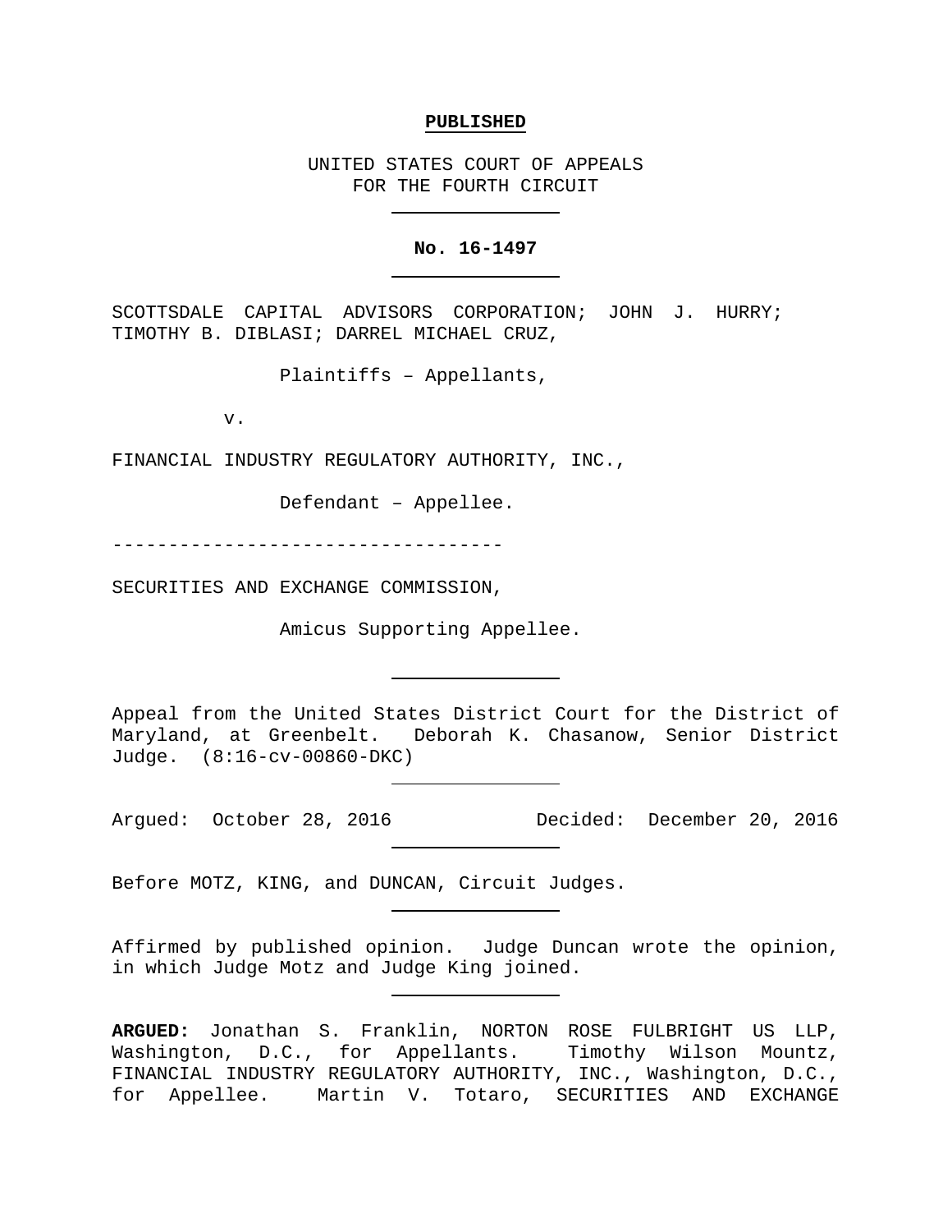**PUBLISHED**

UNITED STATES COURT OF APPEALS
FOR THE FOURTH CIRCUIT

---

**No. 16-1497**

---

SCOTTSDALE CAPITAL ADVISORS CORPORATION; JOHN J. HURRY; TIMOTHY B. DIBLASI; DARREL MICHAEL CRUZ,

Plaintiffs – Appellants,

v.

FINANCIAL INDUSTRY REGULATORY AUTHORITY, INC.,

Defendant – Appellee.

----------------------------------

SECURITIES AND EXCHANGE COMMISSION,

Amicus Supporting Appellee.

---

Appeal from the United States District Court for the District of Maryland, at Greenbelt. Deborah K. Chasanow, Senior District Judge. (8:16-cv-00860-DKC)

---

Argued: October 28, 2016 Decided: December 20, 2016

---

Before MOTZ, KING, and DUNCAN, Circuit Judges.

---

Affirmed by published opinion. Judge Duncan wrote the opinion, in which Judge Motz and Judge King joined.

---

**ARGUED:** Jonathan S. Franklin, NORTON ROSE FULBRIGHT US LLP, Washington, D.C., for Appellants. Timothy Wilson Mountz, FINANCIAL INDUSTRY REGULATORY AUTHORITY, INC., Washington, D.C., for Appellee. Martin V. Totaro, SECURITIES AND EXCHANGE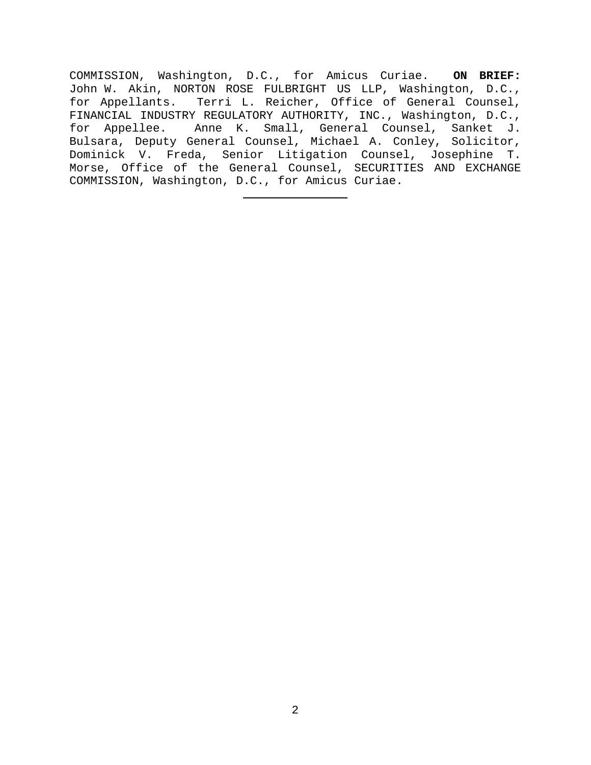COMMISSION, Washington, D.C., for Amicus Curiae. **ON BRIEF:** John W. Akin, NORTON ROSE FULBRIGHT US LLP, Washington, D.C., for Appellants. Terri L. Reicher, Office of General Counsel, FINANCIAL INDUSTRY REGULATORY AUTHORITY, INC., Washington, D.C., for Appellee. Anne K. Small, General Counsel, Sanket J. Bulsara, Deputy General Counsel, Michael A. Conley, Solicitor, Dominick V. Freda, Senior Litigation Counsel, Josephine T. Morse, Office of the General Counsel, SECURITIES AND EXCHANGE COMMISSION, Washington, D.C., for Amicus Curiae.

---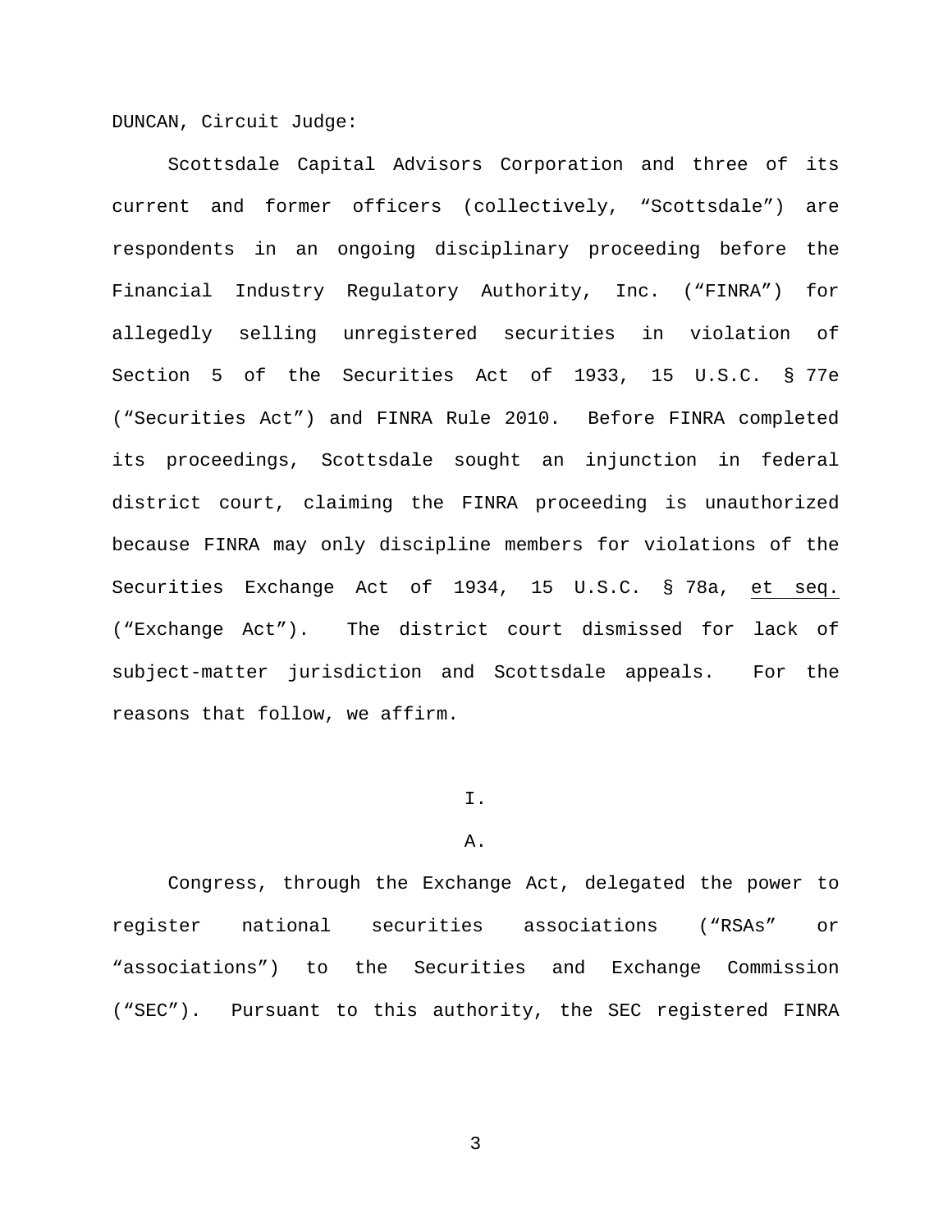DUNCAN, Circuit Judge:

Scottsdale Capital Advisors Corporation and three of its current and former officers (collectively, "Scottsdale") are respondents in an ongoing disciplinary proceeding before the Financial Industry Regulatory Authority, Inc. ("FINRA") for allegedly selling unregistered securities in violation of Section 5 of the Securities Act of 1933, 15 U.S.C. § 77e ("Securities Act") and FINRA Rule 2010. Before FINRA completed its proceedings, Scottsdale sought an injunction in federal district court, claiming the FINRA proceeding is unauthorized because FINRA may only discipline members for violations of the Securities Exchange Act of 1934, 15 U.S.C. § 78a, et seq. ("Exchange Act"). The district court dismissed for lack of subject-matter jurisdiction and Scottsdale appeals. For the reasons that follow, we affirm.

# I.

## A.

Congress, through the Exchange Act, delegated the power to register national securities associations ("RSAs" or "associations") to the Securities and Exchange Commission ("SEC"). Pursuant to this authority, the SEC registered FINRA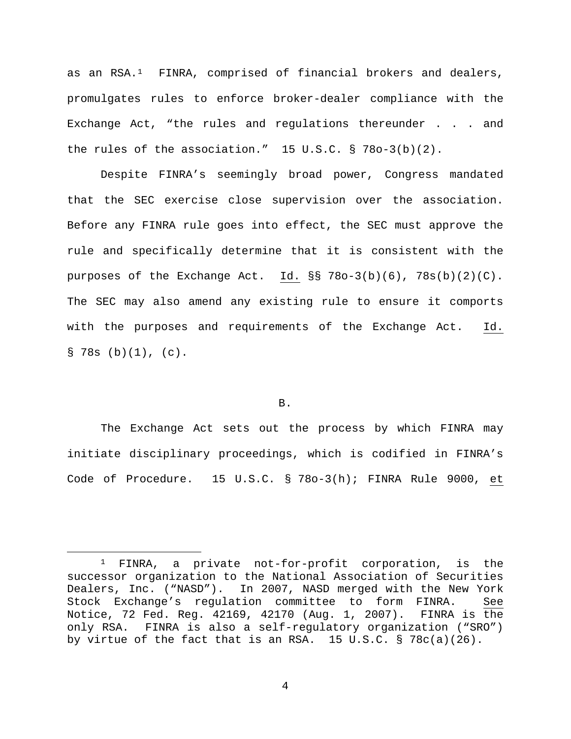as an RSA.[1] FINRA, comprised of financial brokers and dealers, promulgates rules to enforce broker-dealer compliance with the Exchange Act, "the rules and regulations thereunder . . . and the rules of the association." 15 U.S.C. § 78o-3(b)(2).

Despite FINRA's seemingly broad power, Congress mandated that the SEC exercise close supervision over the association. Before any FINRA rule goes into effect, the SEC must approve the rule and specifically determine that it is consistent with the purposes of the Exchange Act. Id. §§ 78o-3(b)(6), 78s(b)(2)(C). The SEC may also amend any existing rule to ensure it comports with the purposes and requirements of the Exchange Act. Id. § 78s (b)(1), (c).

B.

The Exchange Act sets out the process by which FINRA may initiate disciplinary proceedings, which is codified in FINRA's Code of Procedure. 15 U.S.C. § 78o-3(h); FINRA Rule 9000, et

---

[1] FINRA, a private not-for-profit corporation, is the successor organization to the National Association of Securities Dealers, Inc. ("NASD"). In 2007, NASD merged with the New York Stock Exchange's regulation committee to form FINRA. See Notice, 72 Fed. Reg. 42169, 42170 (Aug. 1, 2007). FINRA is the only RSA. FINRA is also a self-regulatory organization ("SRO") by virtue of the fact that is an RSA. 15 U.S.C. § 78c(a)(26).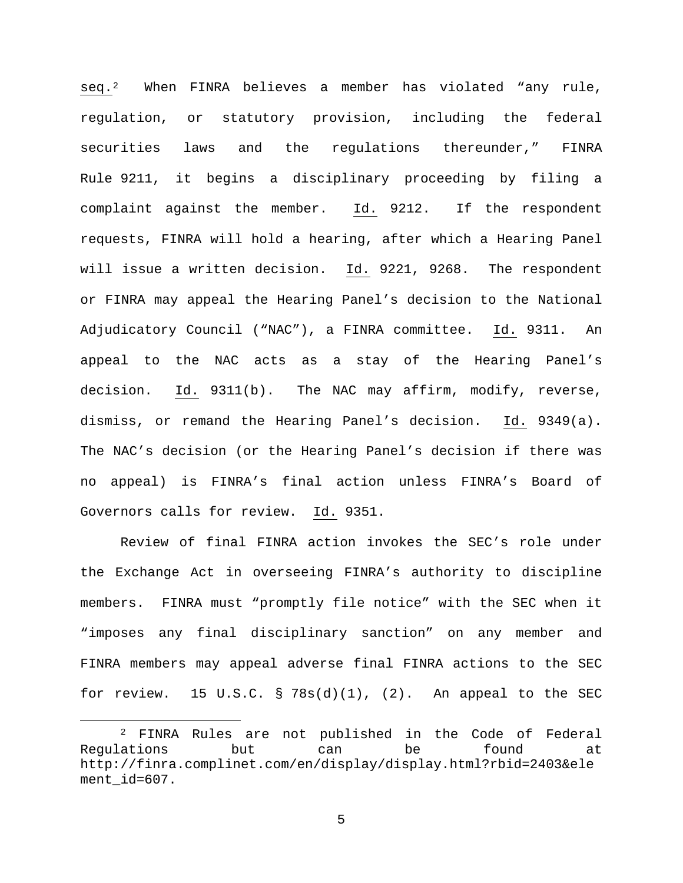seq.[2] When FINRA believes a member has violated "any rule, regulation, or statutory provision, including the federal securities laws and the regulations thereunder," FINRA Rule 9211, it begins a disciplinary proceeding by filing a complaint against the member. Id. 9212. If the respondent requests, FINRA will hold a hearing, after which a Hearing Panel will issue a written decision. Id. 9221, 9268. The respondent or FINRA may appeal the Hearing Panel's decision to the National Adjudicatory Council ("NAC"), a FINRA committee. Id. 9311. An appeal to the NAC acts as a stay of the Hearing Panel's decision. Id. 9311(b). The NAC may affirm, modify, reverse, dismiss, or remand the Hearing Panel's decision. Id. 9349(a). The NAC's decision (or the Hearing Panel's decision if there was no appeal) is FINRA's final action unless FINRA's Board of Governors calls for review. Id. 9351.

Review of final FINRA action invokes the SEC's role under the Exchange Act in overseeing FINRA's authority to discipline members. FINRA must "promptly file notice" with the SEC when it "imposes any final disciplinary sanction" on any member and FINRA members may appeal adverse final FINRA actions to the SEC for review. 15 U.S.C. § 78s(d)(1), (2). An appeal to the SEC

[2] FINRA Rules are not published in the Code of Federal Regulations but can be found at http://finra.complinet.com/en/display/display.html?rbid=2403&element_id=607.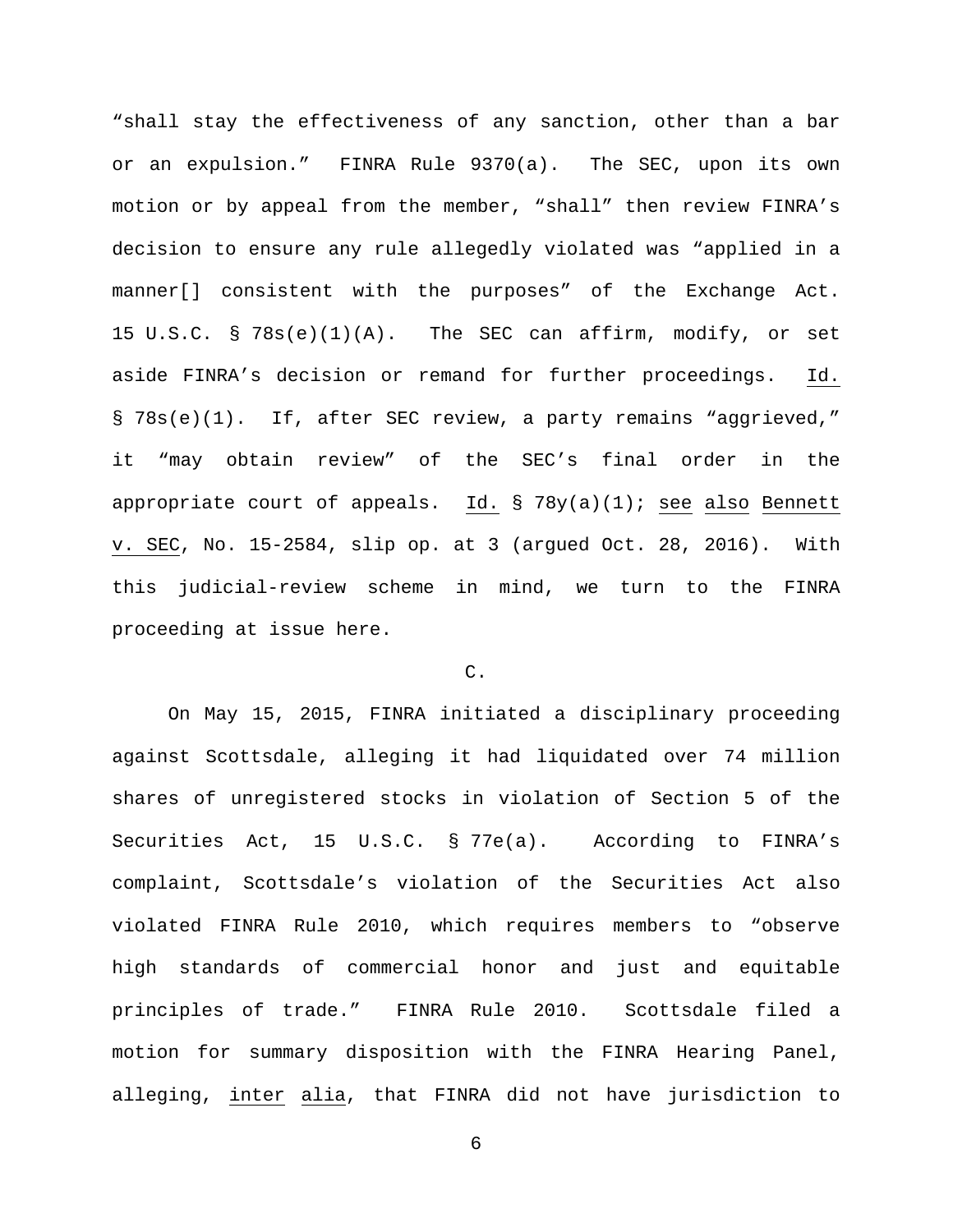"shall stay the effectiveness of any sanction, other than a bar or an expulsion." FINRA Rule 9370(a). The SEC, upon its own motion or by appeal from the member, "shall" then review FINRA's decision to ensure any rule allegedly violated was "applied in a manner[] consistent with the purposes" of the Exchange Act. 15 U.S.C. § 78s(e)(1)(A). The SEC can affirm, modify, or set aside FINRA's decision or remand for further proceedings. Id. § 78s(e)(1). If, after SEC review, a party remains "aggrieved," it "may obtain review" of the SEC's final order in the appropriate court of appeals. Id. § 78y(a)(1); see also Bennett v. SEC, No. 15-2584, slip op. at 3 (argued Oct. 28, 2016). With this judicial-review scheme in mind, we turn to the FINRA proceeding at issue here.

C.

On May 15, 2015, FINRA initiated a disciplinary proceeding against Scottsdale, alleging it had liquidated over 74 million shares of unregistered stocks in violation of Section 5 of the Securities Act, 15 U.S.C. § 77e(a). According to FINRA's complaint, Scottsdale's violation of the Securities Act also violated FINRA Rule 2010, which requires members to "observe high standards of commercial honor and just and equitable principles of trade." FINRA Rule 2010. Scottsdale filed a motion for summary disposition with the FINRA Hearing Panel, alleging, inter alia, that FINRA did not have jurisdiction to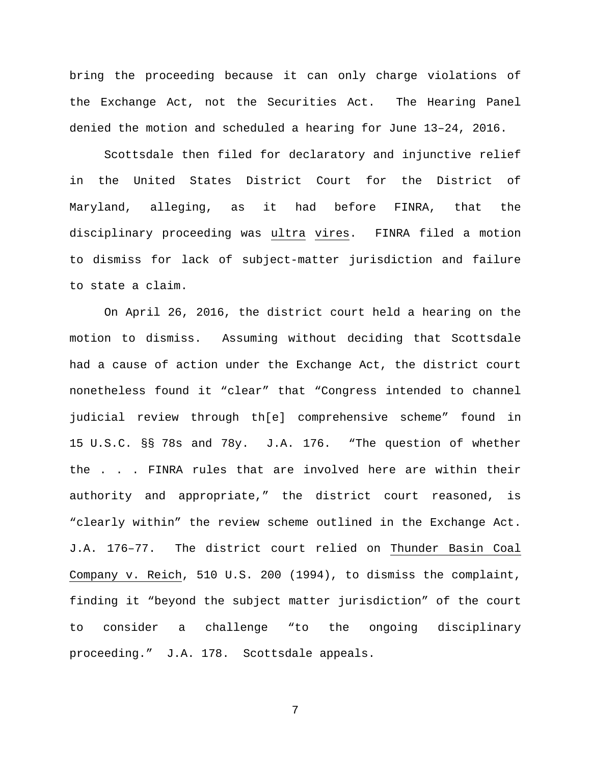bring the proceeding because it can only charge violations of the Exchange Act, not the Securities Act. The Hearing Panel denied the motion and scheduled a hearing for June 13–24, 2016.

Scottsdale then filed for declaratory and injunctive relief in the United States District Court for the District of Maryland, alleging, as it had before FINRA, that the disciplinary proceeding was ultra vires. FINRA filed a motion to dismiss for lack of subject-matter jurisdiction and failure to state a claim.

On April 26, 2016, the district court held a hearing on the motion to dismiss. Assuming without deciding that Scottsdale had a cause of action under the Exchange Act, the district court nonetheless found it "clear" that "Congress intended to channel judicial review through th[e] comprehensive scheme" found in 15 U.S.C. §§ 78s and 78y. J.A. 176. "The question of whether the . . . FINRA rules that are involved here are within their authority and appropriate," the district court reasoned, is "clearly within" the review scheme outlined in the Exchange Act. J.A. 176–77. The district court relied on Thunder Basin Coal Company v. Reich, 510 U.S. 200 (1994), to dismiss the complaint, finding it "beyond the subject matter jurisdiction" of the court to consider a challenge "to the ongoing disciplinary proceeding." J.A. 178. Scottsdale appeals.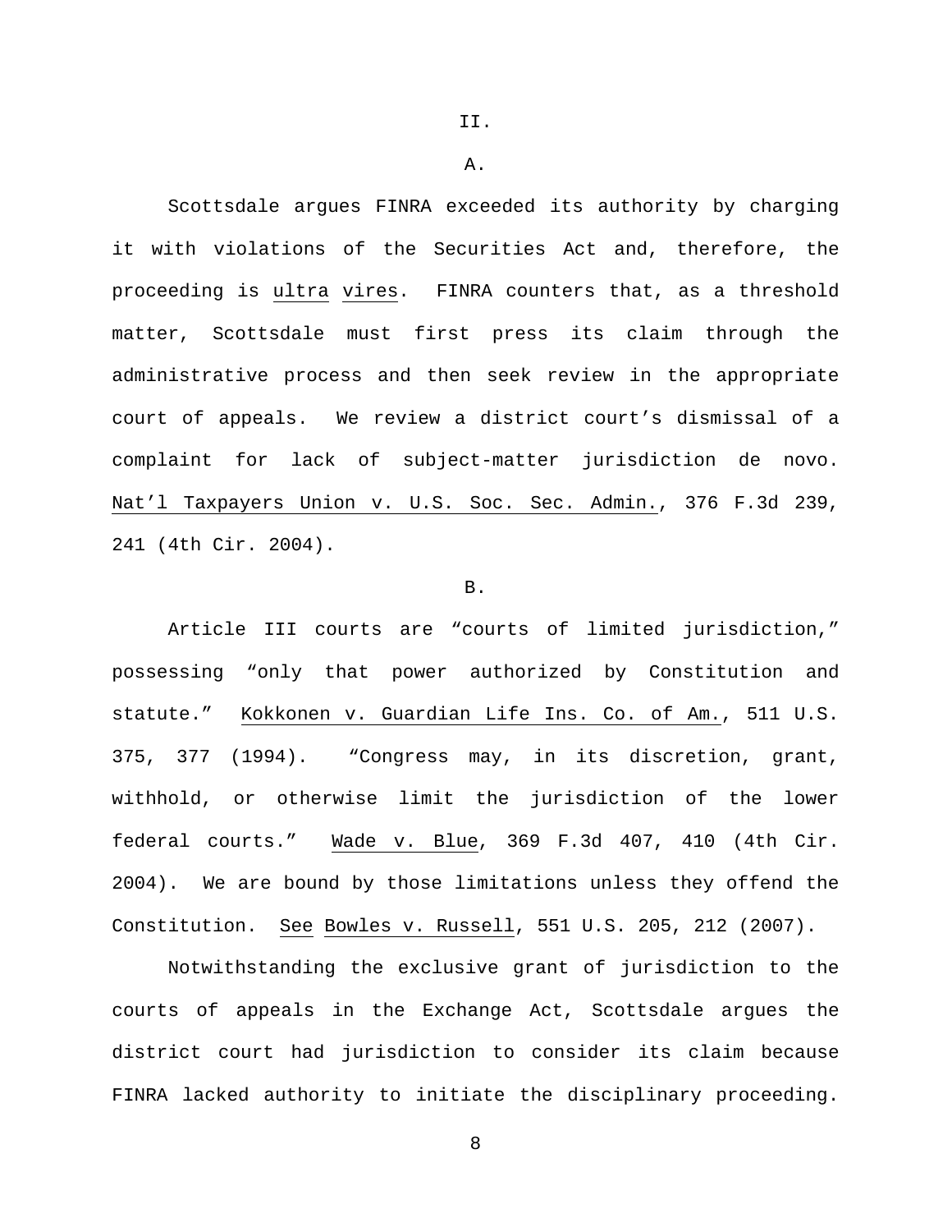II.

A.

Scottsdale argues FINRA exceeded its authority by charging it with violations of the Securities Act and, therefore, the proceeding is _ultra vires_. FINRA counters that, as a threshold matter, Scottsdale must first press its claim through the administrative process and then seek review in the appropriate court of appeals. We review a district court's dismissal of a complaint for lack of subject-matter jurisdiction de novo. _Nat'l Taxpayers Union v. U.S. Soc. Sec. Admin._, 376 F.3d 239, 241 (4th Cir. 2004).

B.

Article III courts are "courts of limited jurisdiction," possessing "only that power authorized by Constitution and statute." _Kokkonen v. Guardian Life Ins. Co. of Am._, 511 U.S. 375, 377 (1994). "Congress may, in its discretion, grant, withhold, or otherwise limit the jurisdiction of the lower federal courts." _Wade v. Blue_, 369 F.3d 407, 410 (4th Cir. 2004). We are bound by those limitations unless they offend the Constitution. _See_ _Bowles v. Russell_, 551 U.S. 205, 212 (2007).

Notwithstanding the exclusive grant of jurisdiction to the courts of appeals in the Exchange Act, Scottsdale argues the district court had jurisdiction to consider its claim because FINRA lacked authority to initiate the disciplinary proceeding.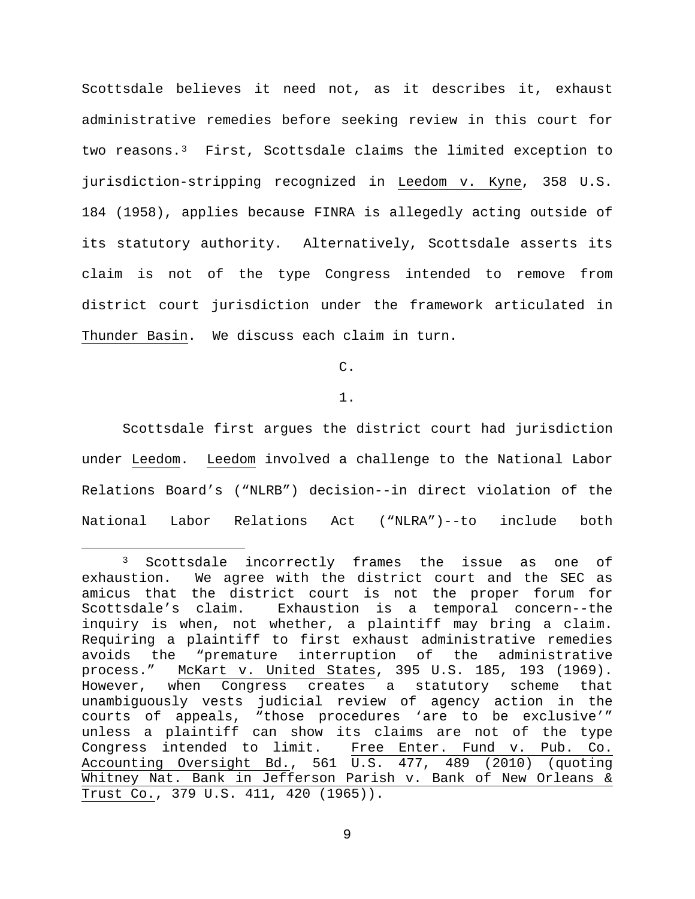Scottsdale believes it need not, as it describes it, exhaust administrative remedies before seeking review in this court for two reasons.[3] First, Scottsdale claims the limited exception to jurisdiction-stripping recognized in Leedom v. Kyne, 358 U.S. 184 (1958), applies because FINRA is allegedly acting outside of its statutory authority. Alternatively, Scottsdale asserts its claim is not of the type Congress intended to remove from district court jurisdiction under the framework articulated in Thunder Basin. We discuss each claim in turn.

C.

1.

Scottsdale first argues the district court had jurisdiction under Leedom. Leedom involved a challenge to the National Labor Relations Board's ("NLRB") decision--in direct violation of the National Labor Relations Act ("NLRA")--to include both

---

[3] Scottsdale incorrectly frames the issue as one of exhaustion. We agree with the district court and the SEC as amicus that the district court is not the proper forum for Scottsdale's claim. Exhaustion is a temporal concern--the inquiry is when, not whether, a plaintiff may bring a claim. Requiring a plaintiff to first exhaust administrative remedies avoids the "premature interruption of the administrative process." McKart v. United States, 395 U.S. 185, 193 (1969). However, when Congress creates a statutory scheme that unambiguously vests judicial review of agency action in the courts of appeals, "those procedures 'are to be exclusive'" unless a plaintiff can show its claims are not of the type Congress intended to limit. Free Enter. Fund v. Pub. Co. Accounting Oversight Bd., 561 U.S. 477, 489 (2010) (quoting Whitney Nat. Bank in Jefferson Parish v. Bank of New Orleans & Trust Co., 379 U.S. 411, 420 (1965)).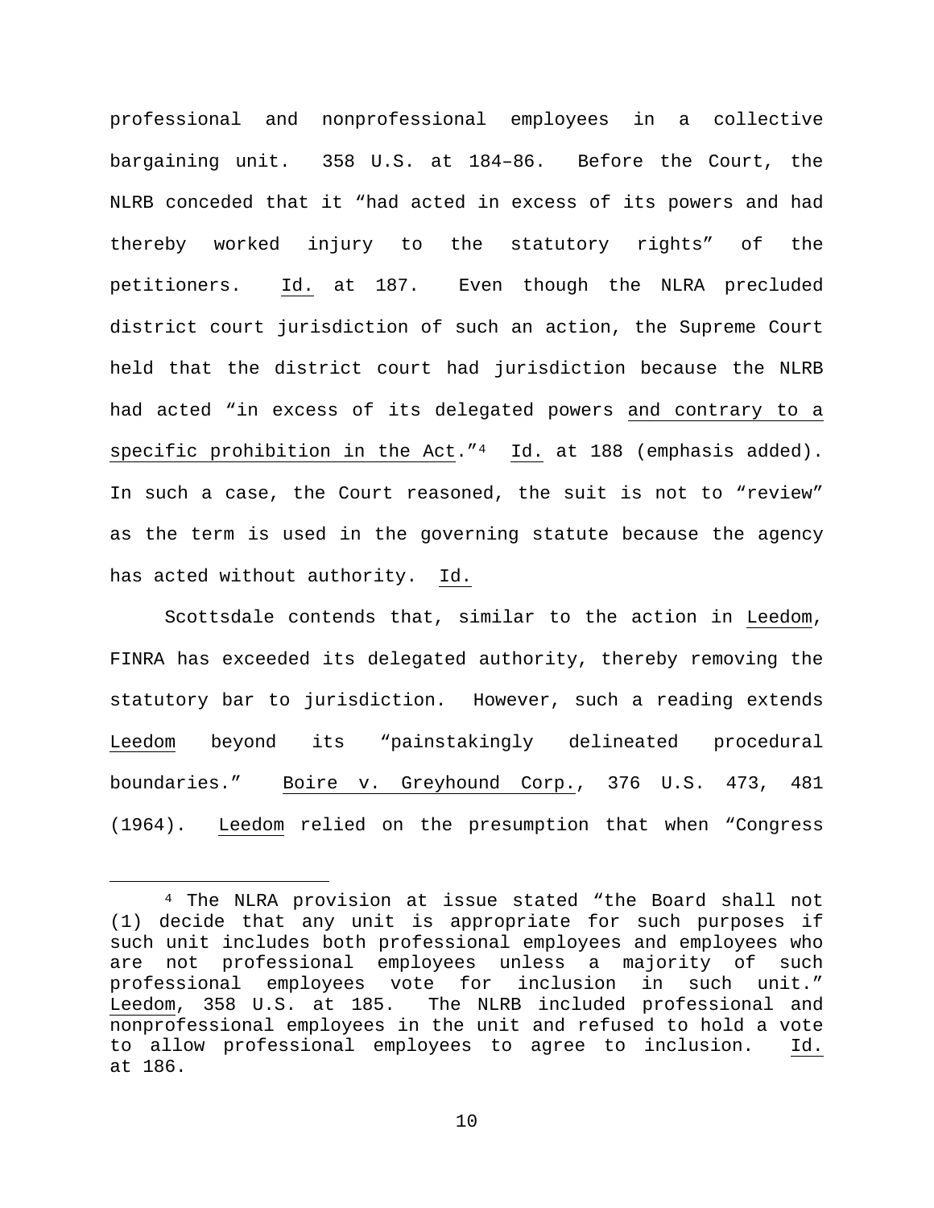professional and nonprofessional employees in a collective bargaining unit. 358 U.S. at 184–86. Before the Court, the NLRB conceded that it "had acted in excess of its powers and had thereby worked injury to the statutory rights" of the petitioners. Id. at 187. Even though the NLRA precluded district court jurisdiction of such an action, the Supreme Court held that the district court had jurisdiction because the NLRB had acted "in excess of its delegated powers and contrary to a specific prohibition in the Act."[4] Id. at 188 (emphasis added). In such a case, the Court reasoned, the suit is not to "review" as the term is used in the governing statute because the agency has acted without authority. Id.

Scottsdale contends that, similar to the action in Leedom, FINRA has exceeded its delegated authority, thereby removing the statutory bar to jurisdiction. However, such a reading extends Leedom beyond its "painstakingly delineated procedural boundaries." Boire v. Greyhound Corp., 376 U.S. 473, 481 (1964). Leedom relied on the presumption that when "Congress

---

[4] The NLRA provision at issue stated "the Board shall not (1) decide that any unit is appropriate for such purposes if such unit includes both professional employees and employees who are not professional employees unless a majority of such professional employees vote for inclusion in such unit." Leedom, 358 U.S. at 185. The NLRB included professional and nonprofessional employees in the unit and refused to hold a vote to allow professional employees to agree to inclusion. Id. at 186.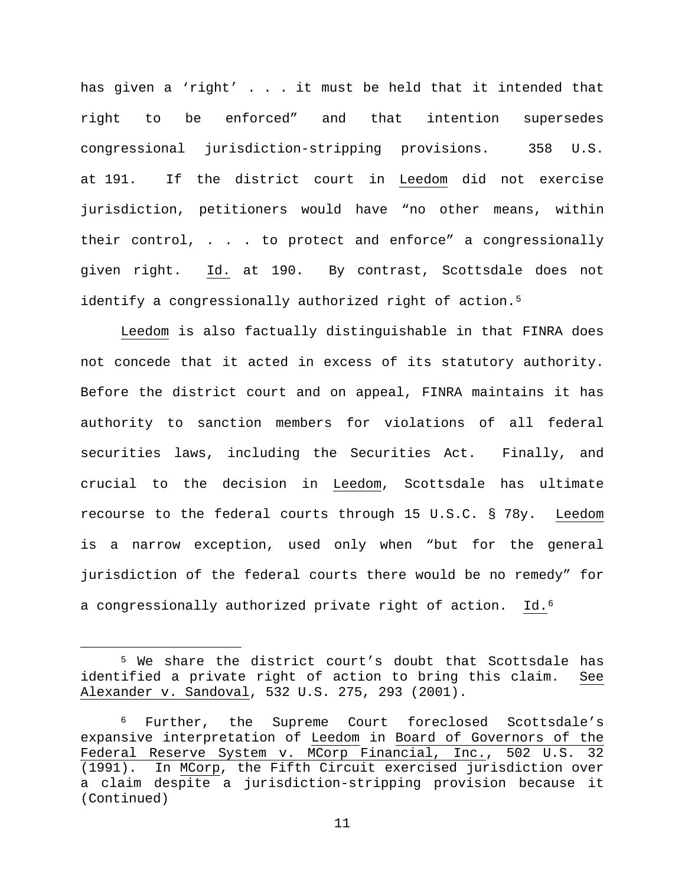has given a 'right' . . . it must be held that it intended that right to be enforced" and that intention supersedes congressional jurisdiction-stripping provisions. 358 U.S. at 191. If the district court in Leedom did not exercise jurisdiction, petitioners would have "no other means, within their control, . . . to protect and enforce" a congressionally given right. Id. at 190. By contrast, Scottsdale does not identify a congressionally authorized right of action.[5]

Leedom is also factually distinguishable in that FINRA does not concede that it acted in excess of its statutory authority. Before the district court and on appeal, FINRA maintains it has authority to sanction members for violations of all federal securities laws, including the Securities Act. Finally, and crucial to the decision in Leedom, Scottsdale has ultimate recourse to the federal courts through 15 U.S.C. § 78y. Leedom is a narrow exception, used only when "but for the general jurisdiction of the federal courts there would be no remedy" for a congressionally authorized private right of action. Id.[6]

---

[5] We share the district court's doubt that Scottsdale has identified a private right of action to bring this claim. See Alexander v. Sandoval, 532 U.S. 275, 293 (2001).

[6] Further, the Supreme Court foreclosed Scottsdale's expansive interpretation of Leedom in Board of Governors of the Federal Reserve System v. MCorp Financial, Inc., 502 U.S. 32 (1991). In MCorp, the Fifth Circuit exercised jurisdiction over a claim despite a jurisdiction-stripping provision because it (Continued)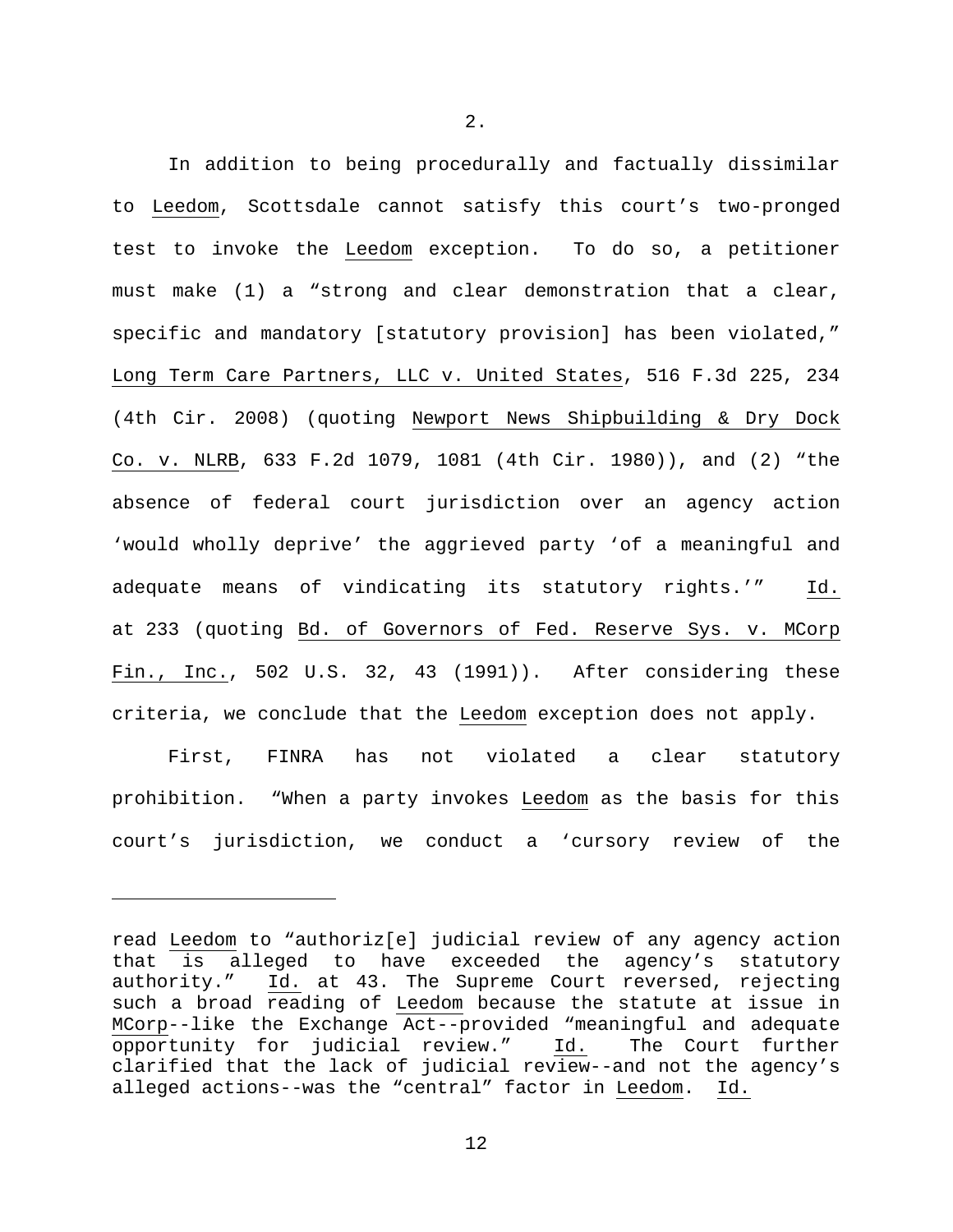2.

In addition to being procedurally and factually dissimilar to Leedom, Scottsdale cannot satisfy this court's two-pronged test to invoke the Leedom exception. To do so, a petitioner must make (1) a "strong and clear demonstration that a clear, specific and mandatory [statutory provision] has been violated," Long Term Care Partners, LLC v. United States, 516 F.3d 225, 234 (4th Cir. 2008) (quoting Newport News Shipbuilding & Dry Dock Co. v. NLRB, 633 F.2d 1079, 1081 (4th Cir. 1980)), and (2) "the absence of federal court jurisdiction over an agency action 'would wholly deprive' the aggrieved party 'of a meaningful and adequate means of vindicating its statutory rights.'" Id. at 233 (quoting Bd. of Governors of Fed. Reserve Sys. v. MCorp Fin., Inc., 502 U.S. 32, 43 (1991)). After considering these criteria, we conclude that the Leedom exception does not apply.

First, FINRA has not violated a clear statutory prohibition. "When a party invokes Leedom as the basis for this court's jurisdiction, we conduct a 'cursory review of the

---

read Leedom to "authoriz[e] judicial review of any agency action that is alleged to have exceeded the agency's statutory authority." Id. at 43. The Supreme Court reversed, rejecting such a broad reading of Leedom because the statute at issue in MCorp--like the Exchange Act--provided "meaningful and adequate opportunity for judicial review." Id. The Court further clarified that the lack of judicial review--and not the agency's alleged actions--was the "central" factor in Leedom. Id.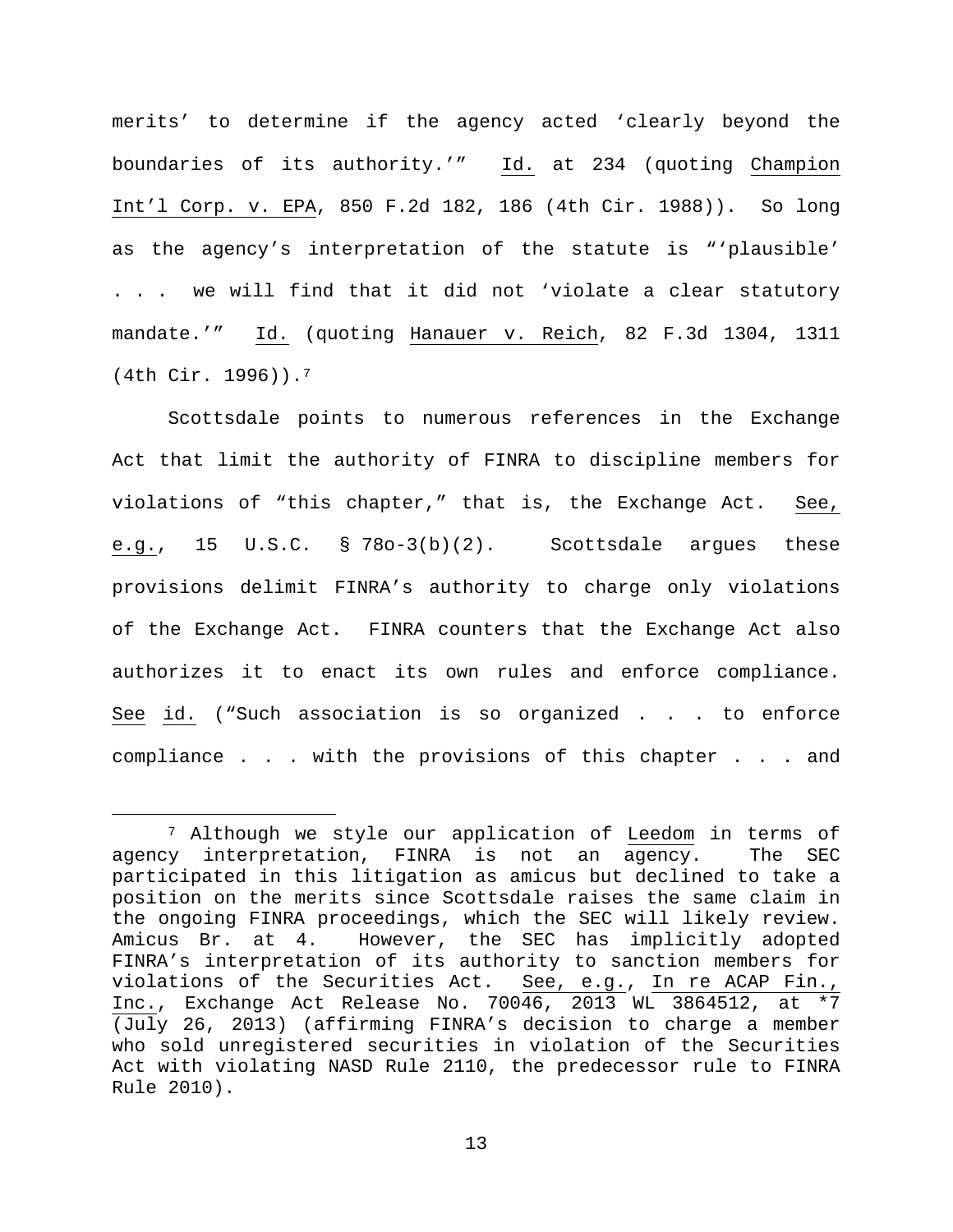merits' to determine if the agency acted 'clearly beyond the boundaries of its authority.'" Id. at 234 (quoting Champion Int'l Corp. v. EPA, 850 F.2d 182, 186 (4th Cir. 1988)). So long as the agency's interpretation of the statute is "'plausible' . . . we will find that it did not 'violate a clear statutory mandate.'" Id. (quoting Hanauer v. Reich, 82 F.3d 1304, 1311 (4th Cir. 1996)).[7]

Scottsdale points to numerous references in the Exchange Act that limit the authority of FINRA to discipline members for violations of "this chapter," that is, the Exchange Act. See, e.g., 15 U.S.C. § 78o-3(b)(2). Scottsdale argues these provisions delimit FINRA's authority to charge only violations of the Exchange Act. FINRA counters that the Exchange Act also authorizes it to enact its own rules and enforce compliance. See id. ("Such association is so organized . . . to enforce compliance . . . with the provisions of this chapter . . . and

---

[7] Although we style our application of Leedom in terms of agency interpretation, FINRA is not an agency. The SEC participated in this litigation as amicus but declined to take a position on the merits since Scottsdale raises the same claim in the ongoing FINRA proceedings, which the SEC will likely review. Amicus Br. at 4. However, the SEC has implicitly adopted FINRA's interpretation of its authority to sanction members for violations of the Securities Act. See, e.g., In re ACAP Fin., Inc., Exchange Act Release No. 70046, 2013 WL 3864512, at *7 (July 26, 2013) (affirming FINRA's decision to charge a member who sold unregistered securities in violation of the Securities Act with violating NASD Rule 2110, the predecessor rule to FINRA Rule 2010).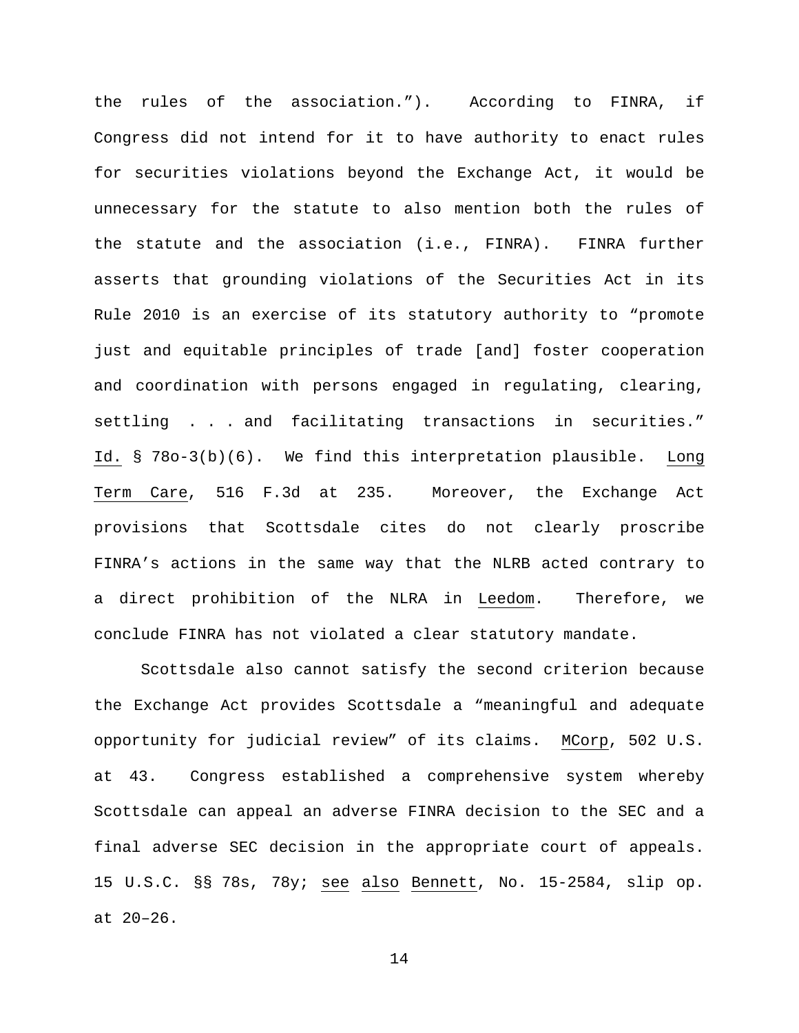the rules of the association."). According to FINRA, if Congress did not intend for it to have authority to enact rules for securities violations beyond the Exchange Act, it would be unnecessary for the statute to also mention both the rules of the statute and the association (i.e., FINRA). FINRA further asserts that grounding violations of the Securities Act in its Rule 2010 is an exercise of its statutory authority to "promote just and equitable principles of trade [and] foster cooperation and coordination with persons engaged in regulating, clearing, settling . . . and facilitating transactions in securities." Id. § 78o-3(b)(6). We find this interpretation plausible. Long Term Care, 516 F.3d at 235. Moreover, the Exchange Act provisions that Scottsdale cites do not clearly proscribe FINRA's actions in the same way that the NLRB acted contrary to a direct prohibition of the NLRA in Leedom. Therefore, we conclude FINRA has not violated a clear statutory mandate.

Scottsdale also cannot satisfy the second criterion because the Exchange Act provides Scottsdale a "meaningful and adequate opportunity for judicial review" of its claims. MCorp, 502 U.S. at 43. Congress established a comprehensive system whereby Scottsdale can appeal an adverse FINRA decision to the SEC and a final adverse SEC decision in the appropriate court of appeals. 15 U.S.C. §§ 78s, 78y; see also Bennett, No. 15-2584, slip op. at 20–26.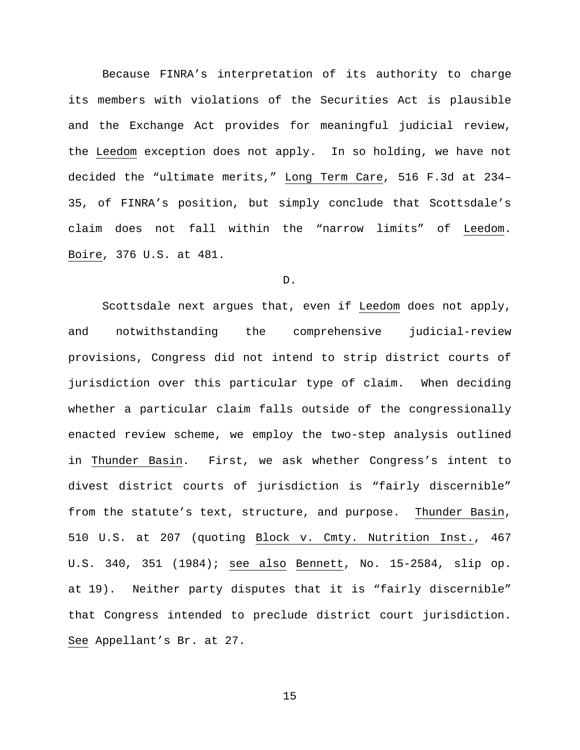Because FINRA's interpretation of its authority to charge its members with violations of the Securities Act is plausible and the Exchange Act provides for meaningful judicial review, the Leedom exception does not apply. In so holding, we have not decided the "ultimate merits," Long Term Care, 516 F.3d at 234–35, of FINRA's position, but simply conclude that Scottsdale's claim does not fall within the "narrow limits" of Leedom. Boire, 376 U.S. at 481.

D.

Scottsdale next argues that, even if Leedom does not apply, and notwithstanding the comprehensive judicial-review provisions, Congress did not intend to strip district courts of jurisdiction over this particular type of claim. When deciding whether a particular claim falls outside of the congressionally enacted review scheme, we employ the two-step analysis outlined in Thunder Basin. First, we ask whether Congress's intent to divest district courts of jurisdiction is "fairly discernible" from the statute's text, structure, and purpose. Thunder Basin, 510 U.S. at 207 (quoting Block v. Cmty. Nutrition Inst., 467 U.S. 340, 351 (1984); see also Bennett, No. 15-2584, slip op. at 19). Neither party disputes that it is "fairly discernible" that Congress intended to preclude district court jurisdiction. See Appellant's Br. at 27.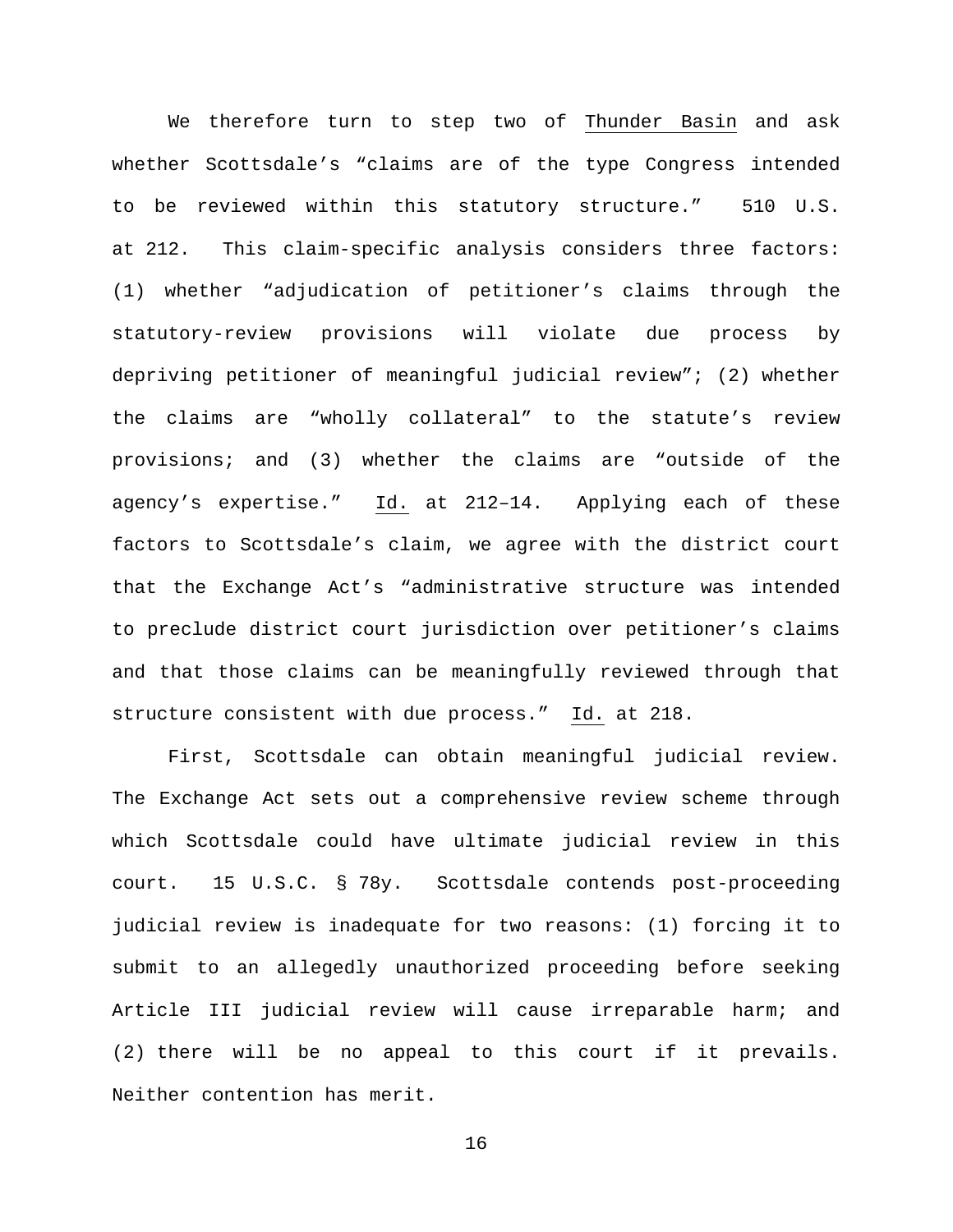We therefore turn to step two of Thunder Basin and ask whether Scottsdale's "claims are of the type Congress intended to be reviewed within this statutory structure." 510 U.S. at 212. This claim-specific analysis considers three factors: (1) whether "adjudication of petitioner's claims through the statutory-review provisions will violate due process by depriving petitioner of meaningful judicial review"; (2) whether the claims are "wholly collateral" to the statute's review provisions; and (3) whether the claims are "outside of the agency's expertise." Id. at 212–14. Applying each of these factors to Scottsdale's claim, we agree with the district court that the Exchange Act's "administrative structure was intended to preclude district court jurisdiction over petitioner's claims and that those claims can be meaningfully reviewed through that structure consistent with due process." Id. at 218.

First, Scottsdale can obtain meaningful judicial review. The Exchange Act sets out a comprehensive review scheme through which Scottsdale could have ultimate judicial review in this court. 15 U.S.C. § 78y. Scottsdale contends post-proceeding judicial review is inadequate for two reasons: (1) forcing it to submit to an allegedly unauthorized proceeding before seeking Article III judicial review will cause irreparable harm; and (2) there will be no appeal to this court if it prevails. Neither contention has merit.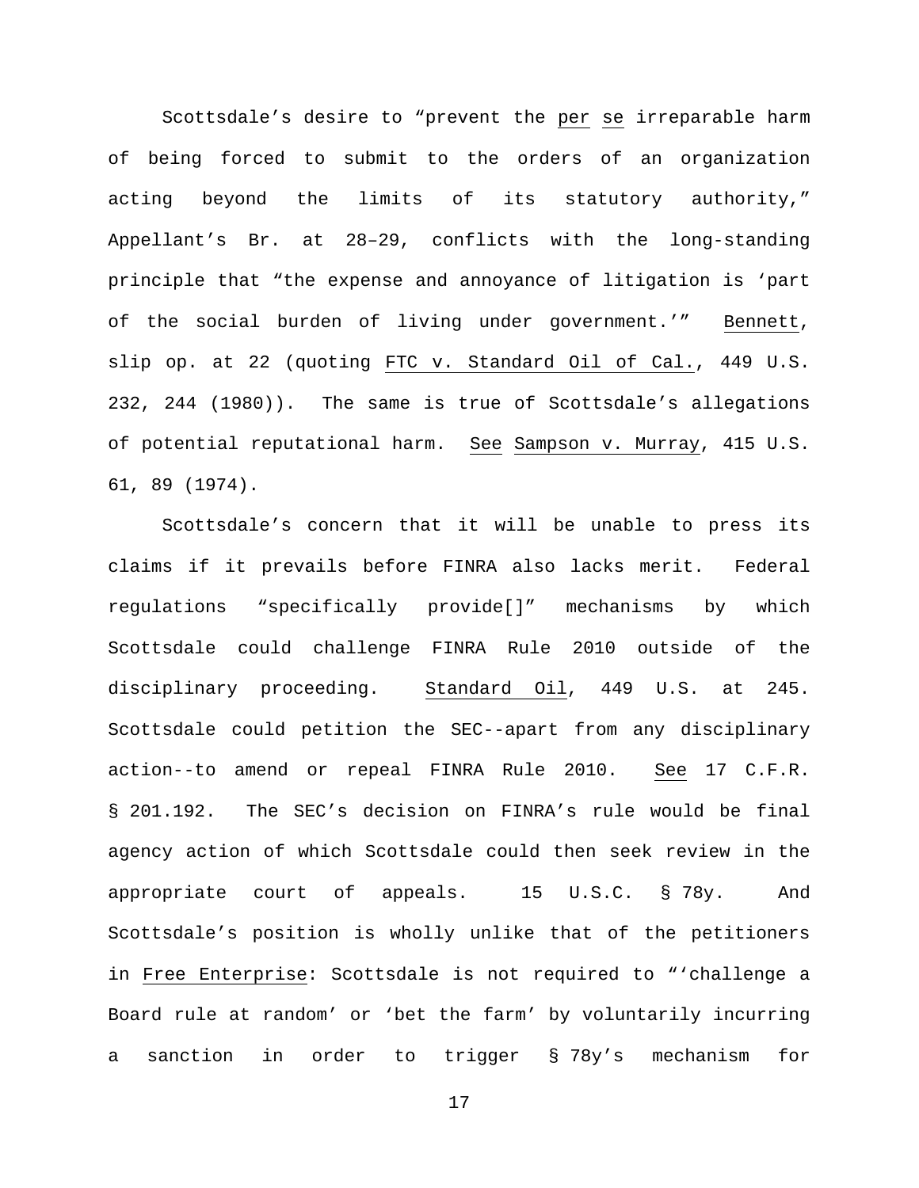Scottsdale's desire to "prevent the per se irreparable harm of being forced to submit to the orders of an organization acting beyond the limits of its statutory authority," Appellant's Br. at 28–29, conflicts with the long-standing principle that "the expense and annoyance of litigation is 'part of the social burden of living under government.'" Bennett, slip op. at 22 (quoting FTC v. Standard Oil of Cal., 449 U.S. 232, 244 (1980)). The same is true of Scottsdale's allegations of potential reputational harm. See Sampson v. Murray, 415 U.S. 61, 89 (1974).

Scottsdale's concern that it will be unable to press its claims if it prevails before FINRA also lacks merit. Federal regulations "specifically provide[]" mechanisms by which Scottsdale could challenge FINRA Rule 2010 outside of the disciplinary proceeding. Standard Oil, 449 U.S. at 245. Scottsdale could petition the SEC--apart from any disciplinary action--to amend or repeal FINRA Rule 2010. See 17 C.F.R. § 201.192. The SEC's decision on FINRA's rule would be final agency action of which Scottsdale could then seek review in the appropriate court of appeals. 15 U.S.C. § 78y. And Scottsdale's position is wholly unlike that of the petitioners in Free Enterprise: Scottsdale is not required to "'challenge a Board rule at random' or 'bet the farm' by voluntarily incurring a sanction in order to trigger § 78y's mechanism for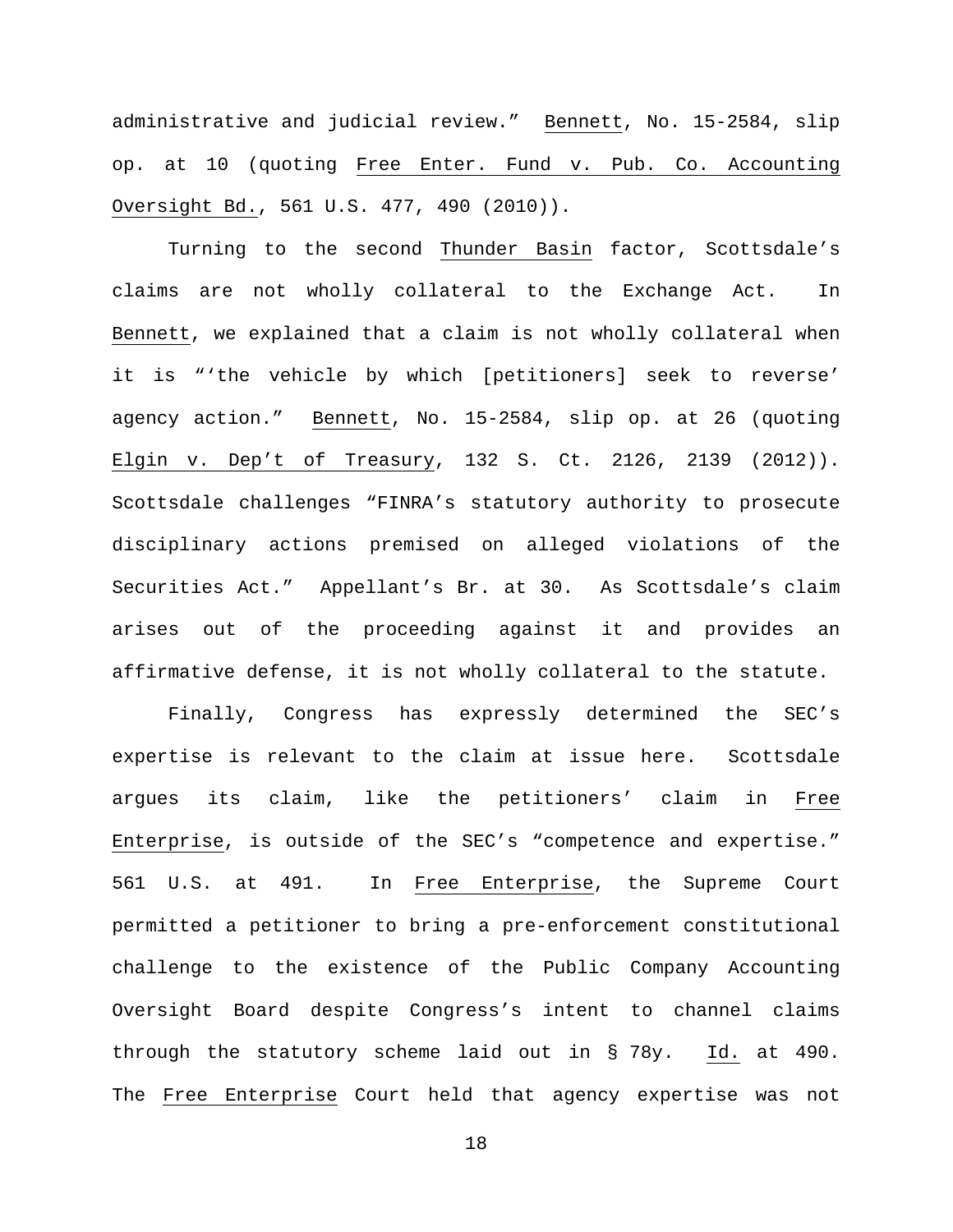administrative and judicial review." Bennett, No. 15-2584, slip op. at 10 (quoting Free Enter. Fund v. Pub. Co. Accounting Oversight Bd., 561 U.S. 477, 490 (2010)).

Turning to the second Thunder Basin factor, Scottsdale's claims are not wholly collateral to the Exchange Act. In Bennett, we explained that a claim is not wholly collateral when it is "'the vehicle by which [petitioners] seek to reverse' agency action." Bennett, No. 15-2584, slip op. at 26 (quoting Elgin v. Dep't of Treasury, 132 S. Ct. 2126, 2139 (2012)). Scottsdale challenges "FINRA's statutory authority to prosecute disciplinary actions premised on alleged violations of the Securities Act." Appellant's Br. at 30. As Scottsdale's claim arises out of the proceeding against it and provides an affirmative defense, it is not wholly collateral to the statute.

Finally, Congress has expressly determined the SEC's expertise is relevant to the claim at issue here. Scottsdale argues its claim, like the petitioners' claim in Free Enterprise, is outside of the SEC's "competence and expertise." 561 U.S. at 491. In Free Enterprise, the Supreme Court permitted a petitioner to bring a pre-enforcement constitutional challenge to the existence of the Public Company Accounting Oversight Board despite Congress's intent to channel claims through the statutory scheme laid out in § 78y. Id. at 490. The Free Enterprise Court held that agency expertise was not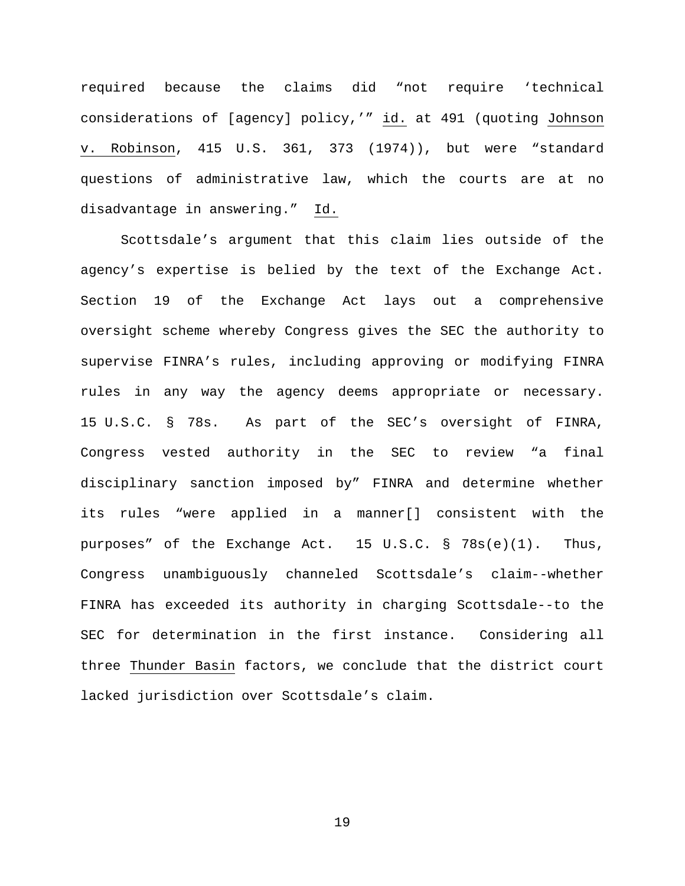required because the claims did "not require 'technical considerations of [agency] policy,'" id. at 491 (quoting Johnson v. Robinson, 415 U.S. 361, 373 (1974)), but were "standard questions of administrative law, which the courts are at no disadvantage in answering." Id.

Scottsdale's argument that this claim lies outside of the agency's expertise is belied by the text of the Exchange Act. Section 19 of the Exchange Act lays out a comprehensive oversight scheme whereby Congress gives the SEC the authority to supervise FINRA's rules, including approving or modifying FINRA rules in any way the agency deems appropriate or necessary. 15 U.S.C. § 78s. As part of the SEC's oversight of FINRA, Congress vested authority in the SEC to review "a final disciplinary sanction imposed by" FINRA and determine whether its rules "were applied in a manner[] consistent with the purposes" of the Exchange Act. 15 U.S.C. § 78s(e)(1). Thus, Congress unambiguously channeled Scottsdale's claim--whether FINRA has exceeded its authority in charging Scottsdale--to the SEC for determination in the first instance. Considering all three Thunder Basin factors, we conclude that the district court lacked jurisdiction over Scottsdale's claim.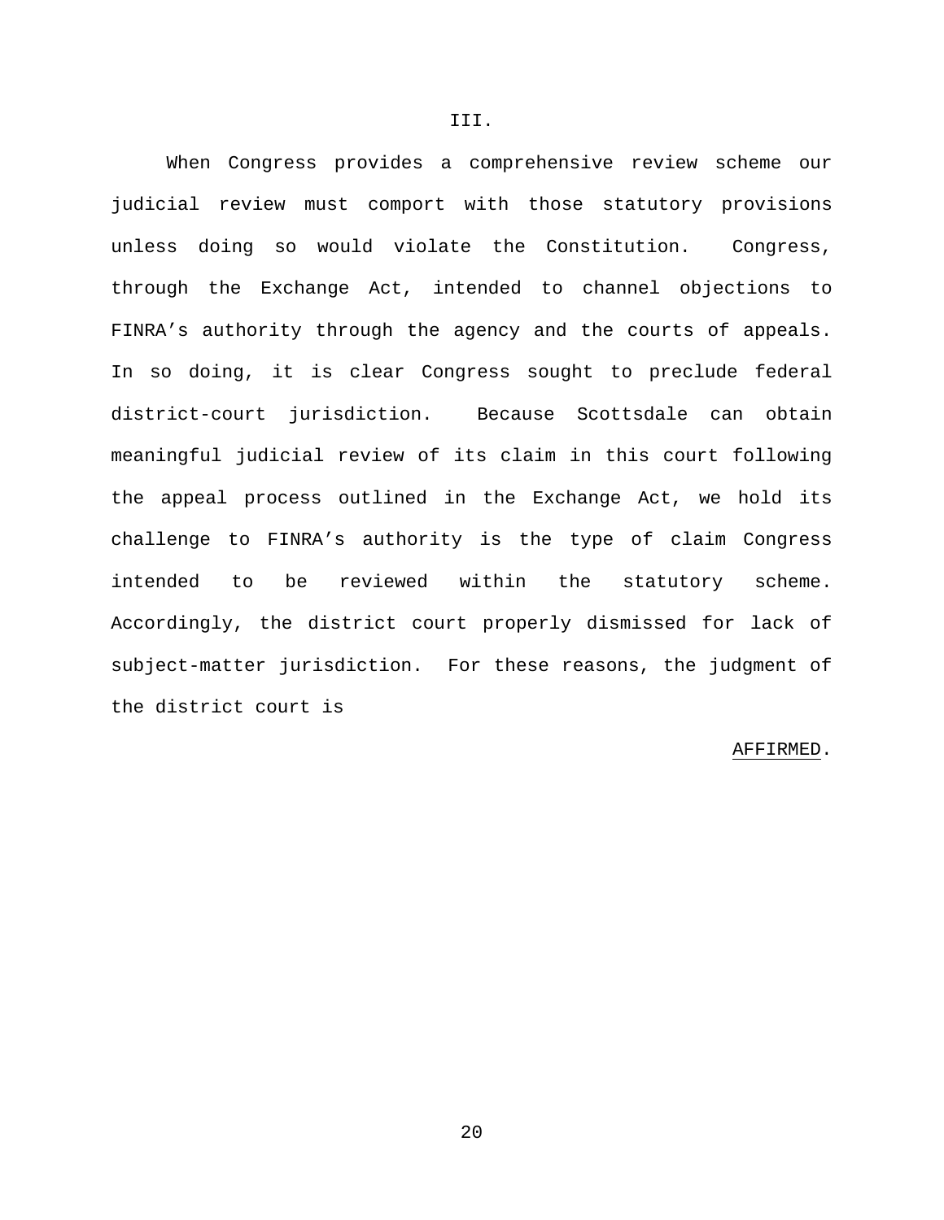III.

When Congress provides a comprehensive review scheme our judicial review must comport with those statutory provisions unless doing so would violate the Constitution. Congress, through the Exchange Act, intended to channel objections to FINRA's authority through the agency and the courts of appeals. In so doing, it is clear Congress sought to preclude federal district-court jurisdiction. Because Scottsdale can obtain meaningful judicial review of its claim in this court following the appeal process outlined in the Exchange Act, we hold its challenge to FINRA's authority is the type of claim Congress intended to be reviewed within the statutory scheme. Accordingly, the district court properly dismissed for lack of subject-matter jurisdiction. For these reasons, the judgment of the district court is

AFFIRMED.